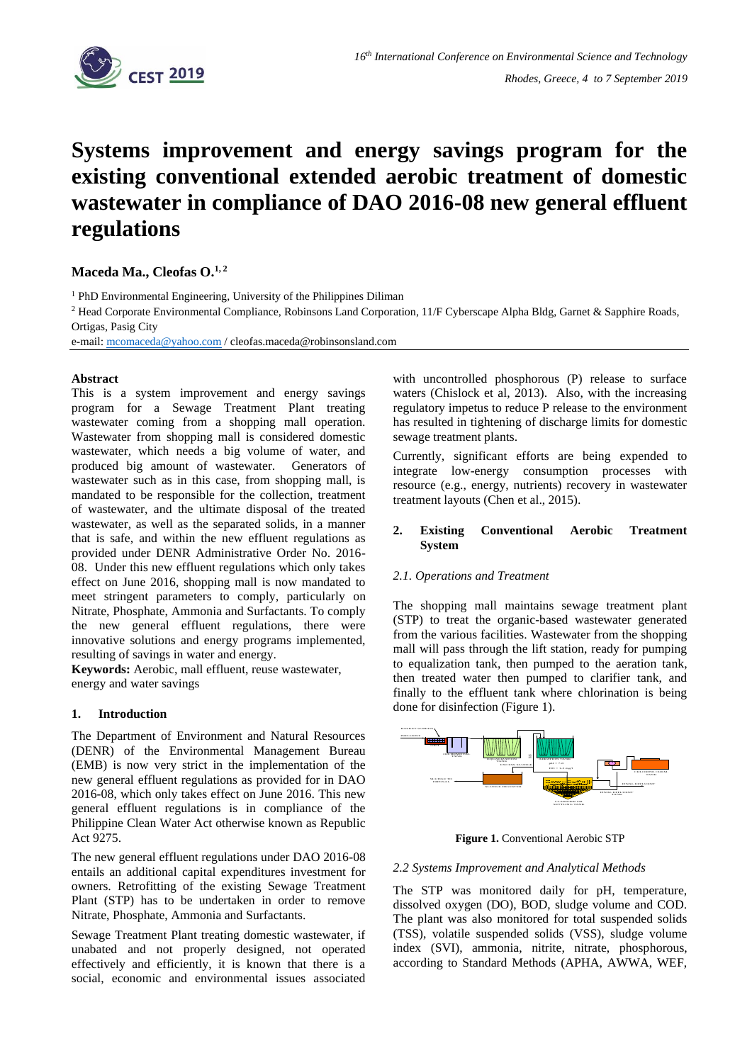# Systems improvement and energy savings program for the existing conventional extended aerobic treatment of domestic wastewater in compliance of DAO 2016-08 new general effluent regulations

**Maceda Ma., Cleofas O.**[1,2]

[1] PhD Environmental Engineering, University of the Philippines Diliman

[2] Head Corporate Environmental Compliance, Robinsons Land Corporation, 11/F Cyberscape Alpha Bldg, Garnet & Sapphire Roads, Ortigas, Pasig City

e-mail: mcomaceda@yahoo.com / cleofas.maceda@robinsonsland.com

**Abstract**

This is a system improvement and energy savings program for a Sewage Treatment Plant treating wastewater coming from a shopping mall operation. Wastewater from shopping mall is considered domestic wastewater, which needs a big volume of water, and produced big amount of wastewater. Generators of wastewater such as in this case, from shopping mall, is mandated to be responsible for the collection, treatment of wastewater, and the ultimate disposal of the treated wastewater, as well as the separated solids, in a manner that is safe, and within the new effluent regulations as provided under DENR Administrative Order No. 2016-08. Under this new effluent regulations which only takes effect on June 2016, shopping mall is now mandated to meet stringent parameters to comply, particularly on Nitrate, Phosphate, Ammonia and Surfactants. To comply the new general effluent regulations, there were innovative solutions and energy programs implemented, resulting of savings in water and energy.

**Keywords:** Aerobic, mall effluent, reuse wastewater, energy and water savings

## 1. Introduction

The Department of Environment and Natural Resources (DENR) of the Environmental Management Bureau (EMB) is now very strict in the implementation of the new general effluent regulations as provided for in DAO 2016-08, which only takes effect on June 2016. This new general effluent regulations is in compliance of the Philippine Clean Water Act otherwise known as Republic Act 9275.

The new general effluent regulations under DAO 2016-08 entails an additional capital expenditures investment for owners. Retrofitting of the existing Sewage Treatment Plant (STP) has to be undertaken in order to remove Nitrate, Phosphate, Ammonia and Surfactants.

Sewage Treatment Plant treating domestic wastewater, if unabated and not properly designed, not operated effectively and efficiently, it is known that there is a social, economic and environmental issues associated with uncontrolled phosphorous (P) release to surface waters (Chislock et al, 2013). Also, with the increasing regulatory impetus to reduce P release to the environment has resulted in tightening of discharge limits for domestic sewage treatment plants.

Currently, significant efforts are being expended to integrate low-energy consumption processes with resource (e.g., energy, nutrients) recovery in wastewater treatment layouts (Chen et al., 2015).

## 2. Existing Conventional Aerobic Treatment System

### 2.1. Operations and Treatment

The shopping mall maintains sewage treatment plant (STP) to treat the organic-based wastewater generated from the various facilities. Wastewater from the shopping mall will pass through the lift station, ready for pumping to equalization tank, then pumped to the aeration tank, then treated water then pumped to clarifier tank, and finally to the effluent tank where chlorination is being done for disinfection (Figure 1).

**Figure 1.** Conventional Aerobic STP

### 2.2 Systems Improvement and Analytical Methods

The STP was monitored daily for pH, temperature, dissolved oxygen (DO), BOD, sludge volume and COD. The plant was also monitored for total suspended solids (TSS), volatile suspended solids (VSS), sludge volume index (SVI), ammonia, nitrite, nitrate, phosphorous, according to Standard Methods (APHA, AWWA, WEF,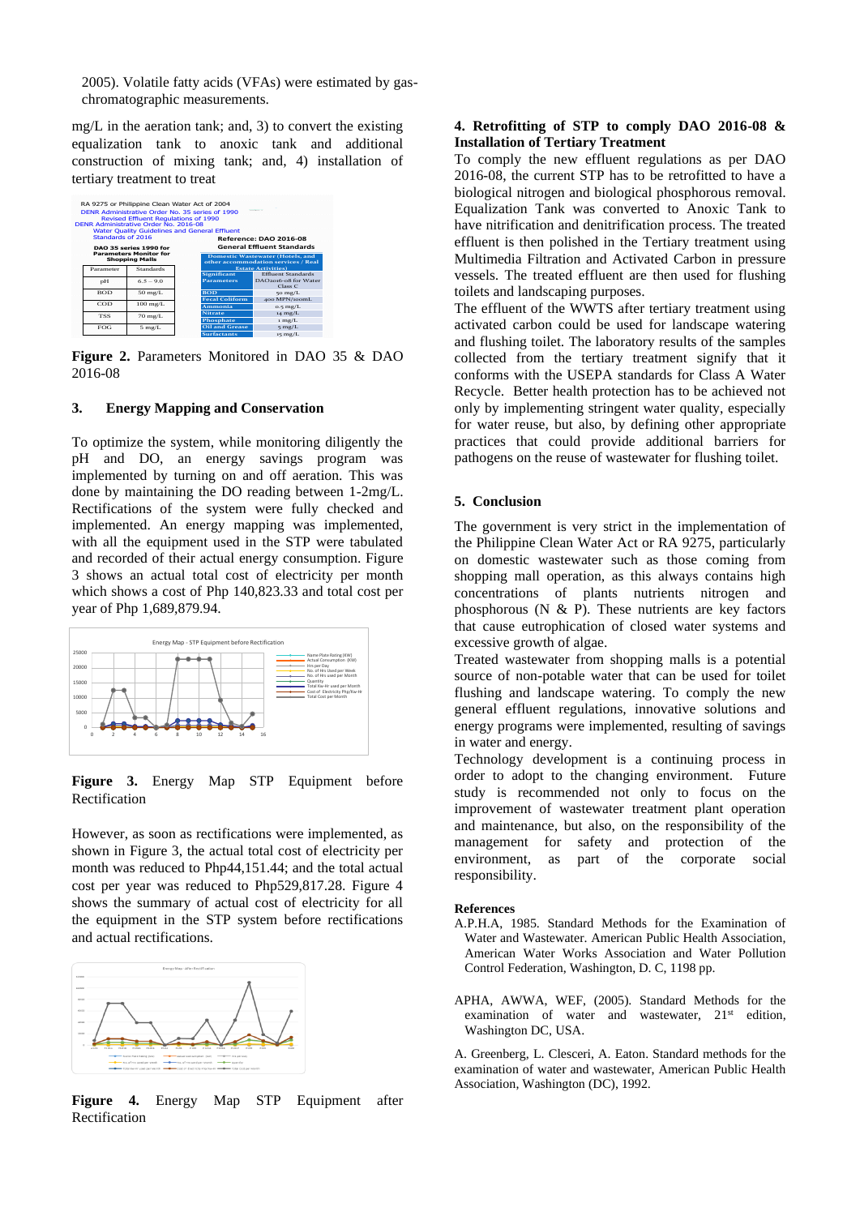2005). Volatile fatty acids (VFAs) were estimated by gas-chromatographic measurements.

mg/L in the aeration tank; and, 3) to convert the existing equalization tank to anoxic tank and additional construction of mixing tank; and, 4) installation of tertiary treatment to treat

RA 9275 or Philippine Clean Water Act of 2004
DENR Administrative Order No. 35 series of 1990
Revised Effluent Regulations of 1990
DENR Administrative Order No. 2016-08
Water Quality Guidelines and General Effluent Standards of 2016

**DAO 35 series 1990 for Parameters Monitor for Shopping Malls**

| Parameter | Standards |
|---|---|
| pH | 6.5 – 9.0 |
| BOD | 50 mg/L |
| COD | 100 mg/L |
| TSS | 70 mg/L |
| FOG | 5 mg/L |

**Reference: DAO 2016-08 General Effluent Standards**

| Domestic Wastewater (Hotels, and other accommodation services / Real Estate Activities) | |
|---|---|
| Significant Parameters | Effluent Standards DAO2016-08 for Water Class C |
| BOD | 50 mg/L |
| Fecal Coliform | 400 MPN/100mL |
| Ammonia | 0.5 mg/L |
| Nitrate | 14 mg/L |
| Phosphate | 1 mg/L |
| Oil and Grease | 5 mg/L |
| Surfactants | 15 mg/L |

**Figure 2.** Parameters Monitored in DAO 35 & DAO 2016-08

## 3. Energy Mapping and Conservation

To optimize the system, while monitoring diligently the pH and DO, an energy savings program was implemented by turning on and off aeration. This was done by maintaining the DO reading between 1-2mg/L. Rectifications of the system were fully checked and implemented. An energy mapping was implemented, with all the equipment used in the STP were tabulated and recorded of their actual energy consumption. Figure 3 shows an actual total cost of electricity per month which shows a cost of Php 140,823.33 and total cost per year of Php 1,689,879.94.

**Figure 3.** Energy Map STP Equipment before Rectification

However, as soon as rectifications were implemented, as shown in Figure 3, the actual total cost of electricity per month was reduced to Php44,151.44; and the total actual cost per year was reduced to Php529,817.28. Figure 4 shows the summary of actual cost of electricity for all the equipment in the STP system before rectifications and actual rectifications.

**Figure 4.** Energy Map STP Equipment after Rectification

## 4. Retrofitting of STP to comply DAO 2016-08 & Installation of Tertiary Treatment

To comply the new effluent regulations as per DAO 2016-08, the current STP has to be retrofitted to have a biological nitrogen and biological phosphorous removal. Equalization Tank was converted to Anoxic Tank to have nitrification and denitrification process. The treated effluent is then polished in the Tertiary treatment using Multimedia Filtration and Activated Carbon in pressure vessels. The treated effluent are then used for flushing toilets and landscaping purposes.

The effluent of the WWTS after tertiary treatment using activated carbon could be used for landscape watering and flushing toilet. The laboratory results of the samples collected from the tertiary treatment signify that it conforms with the USEPA standards for Class A Water Recycle. Better health protection has to be achieved not only by implementing stringent water quality, especially for water reuse, but also, by defining other appropriate practices that could provide additional barriers for pathogens on the reuse of wastewater for flushing toilet.

## 5. Conclusion

The government is very strict in the implementation of the Philippine Clean Water Act or RA 9275, particularly on domestic wastewater such as those coming from shopping mall operation, as this always contains high concentrations of plants nutrients nitrogen and phosphorous (N & P). These nutrients are key factors that cause eutrophication of closed water systems and excessive growth of algae.

Treated wastewater from shopping malls is a potential source of non-potable water that can be used for toilet flushing and landscape watering. To comply the new general effluent regulations, innovative solutions and energy programs were implemented, resulting of savings in water and energy.

Technology development is a continuing process in order to adopt to the changing environment. Future study is recommended not only to focus on the improvement of wastewater treatment plant operation and maintenance, but also, on the responsibility of the management for safety and protection of the environment, as part of the corporate social responsibility.

### References

A.P.H.A, 1985. Standard Methods for the Examination of Water and Wastewater. American Public Health Association, American Water Works Association and Water Pollution Control Federation, Washington, D. C, 1198 pp.

APHA, AWWA, WEF, (2005). Standard Methods for the examination of water and wastewater, 21st edition, Washington DC, USA.

A. Greenberg, L. Clesceri, A. Eaton. Standard methods for the examination of water and wastewater, American Public Health Association, Washington (DC), 1992.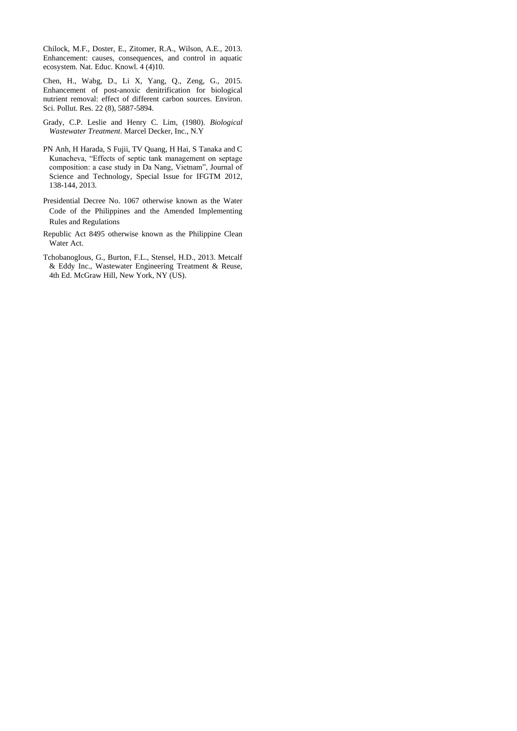Chilock, M.F., Doster, E., Zitomer, R.A., Wilson, A.E., 2013. Enhancement: causes, consequences, and control in aquatic ecosystem. Nat. Educ. Knowl. 4 (4)10.

Chen, H., Wabg, D., Li X, Yang, Q., Zeng, G., 2015. Enhancement of post-anoxic denitrification for biological nutrient removal: effect of different carbon sources. Environ. Sci. Pollut. Res. 22 (8), 5887-5894.

Grady, C.P. Leslie and Henry C. Lim, (1980). *Biological Wastewater Treatment*. Marcel Decker, Inc., N.Y

PN Anh, H Harada, S Fujii, TV Quang, H Hai, S Tanaka and C Kunacheva, "Effects of septic tank management on septage composition: a case study in Da Nang, Vietnam", Journal of Science and Technology, Special Issue for IFGTM 2012, 138-144, 2013.

Presidential Decree No. 1067 otherwise known as the Water Code of the Philippines and the Amended Implementing Rules and Regulations

Republic Act 8495 otherwise known as the Philippine Clean Water Act.

Tchobanoglous, G., Burton, F.L., Stensel, H.D., 2013. Metcalf & Eddy Inc., Wastewater Engineering Treatment & Reuse, 4th Ed. McGraw Hill, New York, NY (US).